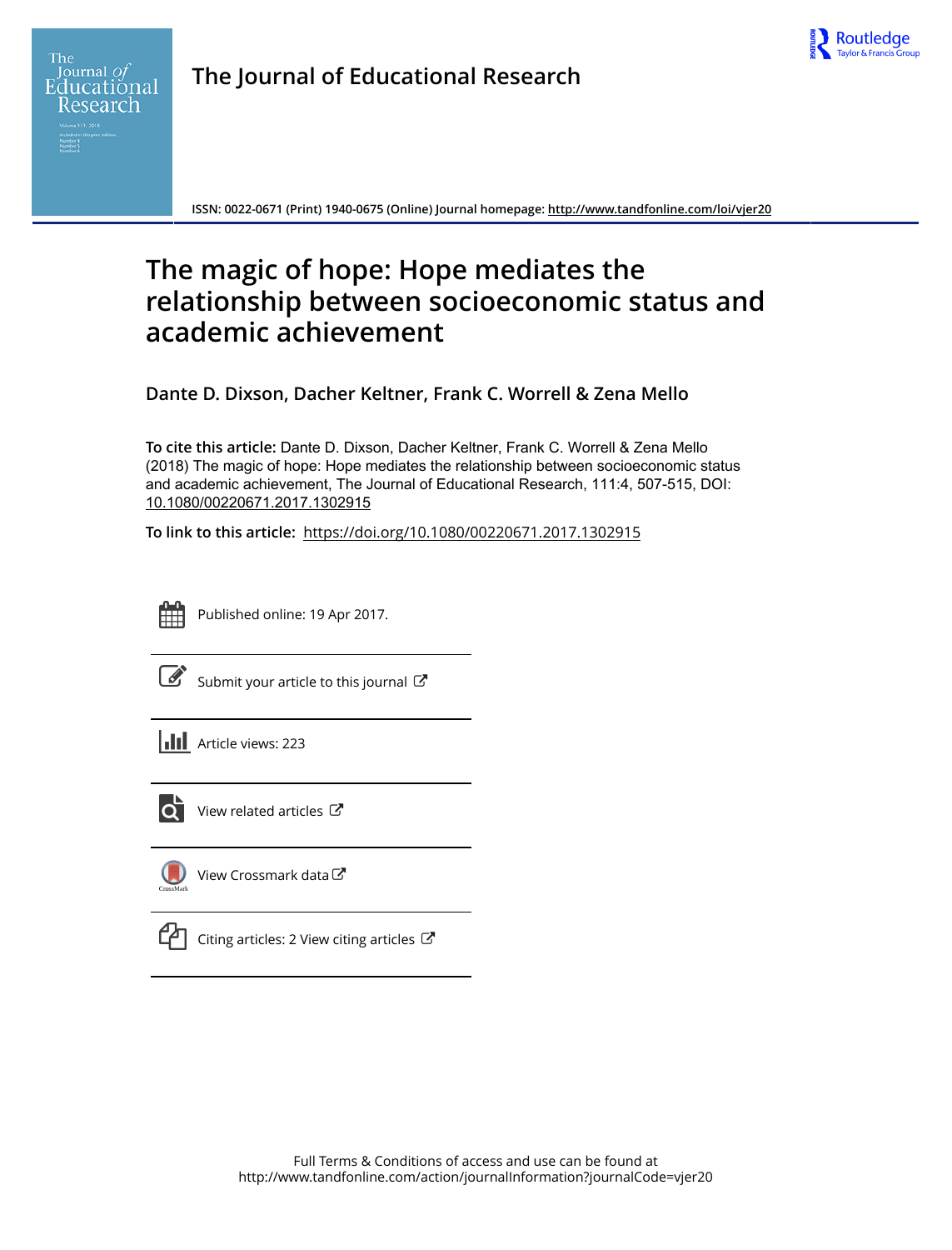# The Journal of Educational Research

ISSN: 0022-0671 (Print) 1940-0675 (Online) Journal homepage: http://www.tandfonline.com/loi/vjer20

# The magic of hope: Hope mediates the relationship between socioeconomic status and academic achievement

**Dante D. Dixson, Dacher Keltner, Frank C. Worrell & Zena Mello**

**To cite this article:** Dante D. Dixson, Dacher Keltner, Frank C. Worrell & Zena Mello (2018) The magic of hope: Hope mediates the relationship between socioeconomic status and academic achievement, The Journal of Educational Research, 111:4, 507-515, DOI: 10.1080/00220671.2017.1302915

**To link to this article:** https://doi.org/10.1080/00220671.2017.1302915

Published online: 19 Apr 2017.

Submit your article to this journal

Article views: 223

View related articles

View Crossmark data

Citing articles: 2 View citing articles

Full Terms & Conditions of access and use can be found at
http://www.tandfonline.com/action/journalInformation?journalCode=vjer20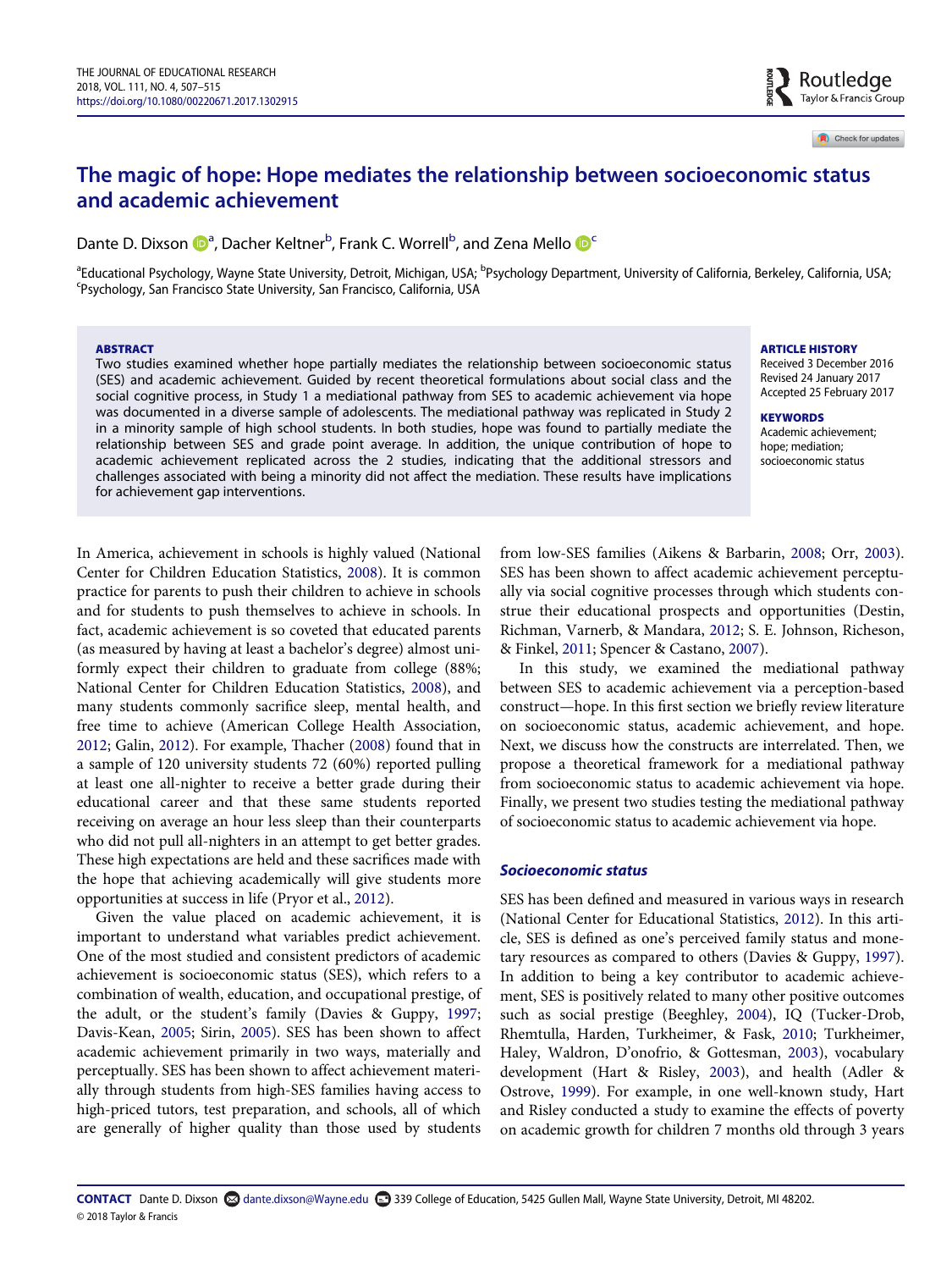# The magic of hope: Hope mediates the relationship between socioeconomic status and academic achievement

Dante D. Dixson[a], Dacher Keltner[b], Frank C. Worrell[b], and Zena Mello[c]

[a]Educational Psychology, Wayne State University, Detroit, Michigan, USA; [b]Psychology Department, University of California, Berkeley, California, USA; [c]Psychology, San Francisco State University, San Francisco, California, USA

**ABSTRACT**

Two studies examined whether hope partially mediates the relationship between socioeconomic status (SES) and academic achievement. Guided by recent theoretical formulations about social class and the social cognitive process, in Study 1 a mediational pathway from SES to academic achievement via hope was documented in a diverse sample of adolescents. The mediational pathway was replicated in Study 2 in a minority sample of high school students. In both studies, hope was found to partially mediate the relationship between SES and grade point average. In addition, the unique contribution of hope to academic achievement replicated across the 2 studies, indicating that the additional stressors and challenges associated with being a minority did not affect the mediation. These results have implications for achievement gap interventions.

**ARTICLE HISTORY**
Received 3 December 2016
Revised 24 January 2017
Accepted 25 February 2017

**KEYWORDS**
Academic achievement; hope; mediation; socioeconomic status

In America, achievement in schools is highly valued (National Center for Children Education Statistics, 2008). It is common practice for parents to push their children to achieve in schools and for students to push themselves to achieve in schools. In fact, academic achievement is so coveted that educated parents (as measured by having at least a bachelor's degree) almost uniformly expect their children to graduate from college (88%; National Center for Children Education Statistics, 2008), and many students commonly sacrifice sleep, mental health, and free time to achieve (American College Health Association, 2012; Galin, 2012). For example, Thacher (2008) found that in a sample of 120 university students 72 (60%) reported pulling at least one all-nighter to receive a better grade during their educational career and that these same students reported receiving on average an hour less sleep than their counterparts who did not pull all-nighters in an attempt to get better grades. These high expectations are held and these sacrifices made with the hope that achieving academically will give students more opportunities at success in life (Pryor et al., 2012).

Given the value placed on academic achievement, it is important to understand what variables predict achievement. One of the most studied and consistent predictors of academic achievement is socioeconomic status (SES), which refers to a combination of wealth, education, and occupational prestige, of the adult, or the student's family (Davies & Guppy, 1997; Davis-Kean, 2005; Sirin, 2005). SES has been shown to affect academic achievement primarily in two ways, materially and perceptually. SES has been shown to affect achievement materially through students from high-SES families having access to high-priced tutors, test preparation, and schools, all of which are generally of higher quality than those used by students from low-SES families (Aikens & Barbarin, 2008; Orr, 2003). SES has been shown to affect academic achievement perceptually via social cognitive processes through which students construe their educational prospects and opportunities (Destin, Richman, Varnerb, & Mandara, 2012; S. E. Johnson, Richeson, & Finkel, 2011; Spencer & Castano, 2007).

In this study, we examined the mediational pathway between SES to academic achievement via a perception-based construct—hope. In this first section we briefly review literature on socioeconomic status, academic achievement, and hope. Next, we discuss how the constructs are interrelated. Then, we propose a theoretical framework for a mediational pathway from socioeconomic status to academic achievement via hope. Finally, we present two studies testing the mediational pathway of socioeconomic status to academic achievement via hope.

## *Socioeconomic status*

SES has been defined and measured in various ways in research (National Center for Educational Statistics, 2012). In this article, SES is defined as one's perceived family status and monetary resources as compared to others (Davies & Guppy, 1997). In addition to being a key contributor to academic achievement, SES is positively related to many other positive outcomes such as social prestige (Beeghley, 2004), IQ (Tucker-Drob, Rhemtulla, Harden, Turkheimer, & Fask, 2010; Turkheimer, Haley, Waldron, D'onofrio, & Gottesman, 2003), vocabulary development (Hart & Risley, 2003), and health (Adler & Ostrove, 1999). For example, in one well-known study, Hart and Risley conducted a study to examine the effects of poverty on academic growth for children 7 months old through 3 years

**CONTACT** Dante D. Dixson dante.dixson@Wayne.edu 339 College of Education, 5425 Gullen Mall, Wayne State University, Detroit, MI 48202.
© 2018 Taylor & Francis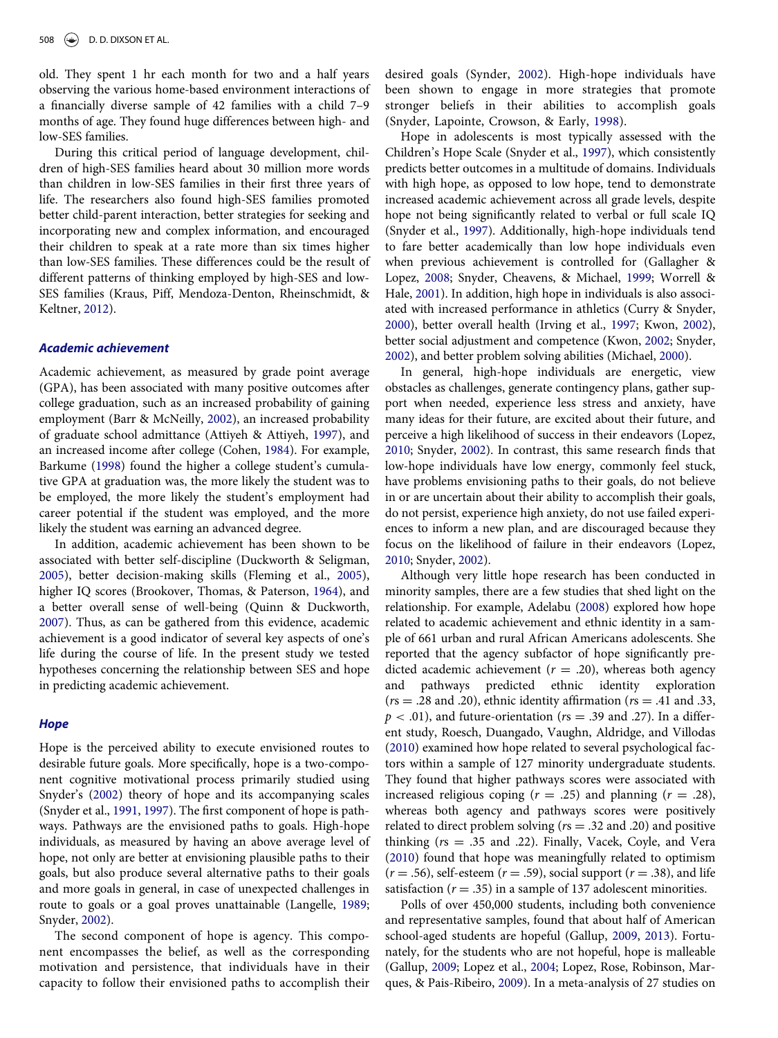old. They spent 1 hr each month for two and a half years observing the various home-based environment interactions of a financially diverse sample of 42 families with a child 7–9 months of age. They found huge differences between high- and low-SES families.

During this critical period of language development, children of high-SES families heard about 30 million more words than children in low-SES families in their first three years of life. The researchers also found high-SES families promoted better child-parent interaction, better strategies for seeking and incorporating new and complex information, and encouraged their children to speak at a rate more than six times higher than low-SES families. These differences could be the result of different patterns of thinking employed by high-SES and low-SES families (Kraus, Piff, Mendoza-Denton, Rheinschmidt, & Keltner, 2012).

### *Academic achievement*

Academic achievement, as measured by grade point average (GPA), has been associated with many positive outcomes after college graduation, such as an increased probability of gaining employment (Barr & McNeilly, 2002), an increased probability of graduate school admittance (Attiyeh & Attiyeh, 1997), and an increased income after college (Cohen, 1984). For example, Barkume (1998) found the higher a college student's cumulative GPA at graduation was, the more likely the student was to be employed, the more likely the student's employment had career potential if the student was employed, and the more likely the student was earning an advanced degree.

In addition, academic achievement has been shown to be associated with better self-discipline (Duckworth & Seligman, 2005), better decision-making skills (Fleming et al., 2005), higher IQ scores (Brookover, Thomas, & Paterson, 1964), and a better overall sense of well-being (Quinn & Duckworth, 2007). Thus, as can be gathered from this evidence, academic achievement is a good indicator of several key aspects of one's life during the course of life. In the present study we tested hypotheses concerning the relationship between SES and hope in predicting academic achievement.

### *Hope*

Hope is the perceived ability to execute envisioned routes to desirable future goals. More specifically, hope is a two-component cognitive motivational process primarily studied using Snyder's (2002) theory of hope and its accompanying scales (Snyder et al., 1991, 1997). The first component of hope is pathways. Pathways are the envisioned paths to goals. High-hope individuals, as measured by having an above average level of hope, not only are better at envisioning plausible paths to their goals, but also produce several alternative paths to their goals and more goals in general, in case of unexpected challenges in route to goals or a goal proves unattainable (Langelle, 1989; Snyder, 2002).

The second component of hope is agency. This component encompasses the belief, as well as the corresponding motivation and persistence, that individuals have in their capacity to follow their envisioned paths to accomplish their desired goals (Synder, 2002). High-hope individuals have been shown to engage in more strategies that promote stronger beliefs in their abilities to accomplish goals (Snyder, Lapointe, Crowson, & Early, 1998).

Hope in adolescents is most typically assessed with the Children's Hope Scale (Snyder et al., 1997), which consistently predicts better outcomes in a multitude of domains. Individuals with high hope, as opposed to low hope, tend to demonstrate increased academic achievement across all grade levels, despite hope not being significantly related to verbal or full scale IQ (Snyder et al., 1997). Additionally, high-hope individuals tend to fare better academically than low hope individuals even when previous achievement is controlled for (Gallagher & Lopez, 2008; Snyder, Cheavens, & Michael, 1999; Worrell & Hale, 2001). In addition, high hope in individuals is also associated with increased performance in athletics (Curry & Snyder, 2000), better overall health (Irving et al., 1997; Kwon, 2002), better social adjustment and competence (Kwon, 2002; Snyder, 2002), and better problem solving abilities (Michael, 2000).

In general, high-hope individuals are energetic, view obstacles as challenges, generate contingency plans, gather support when needed, experience less stress and anxiety, have many ideas for their future, are excited about their future, and perceive a high likelihood of success in their endeavors (Lopez, 2010; Snyder, 2002). In contrast, this same research finds that low-hope individuals have low energy, commonly feel stuck, have problems envisioning paths to their goals, do not believe in or are uncertain about their ability to accomplish their goals, do not persist, experience high anxiety, do not use failed experiences to inform a new plan, and are discouraged because they focus on the likelihood of failure in their endeavors (Lopez, 2010; Snyder, 2002).

Although very little hope research has been conducted in minority samples, there are a few studies that shed light on the relationship. For example, Adelabu (2008) explored how hope related to academic achievement and ethnic identity in a sample of 661 urban and rural African Americans adolescents. She reported that the agency subfactor of hope significantly predicted academic achievement ($r = .20$), whereas both agency and pathways predicted ethnic identity exploration ($rs = .28$ and $.20$), ethnic identity affirmation ($rs = .41$ and $.33$, $p < .01$), and future-orientation ($rs = .39$ and $.27$). In a different study, Roesch, Duangado, Vaughn, Aldridge, and Villodas (2010) examined how hope related to several psychological factors within a sample of 127 minority undergraduate students. They found that higher pathways scores were associated with increased religious coping ($r = .25$) and planning ($r = .28$), whereas both agency and pathways scores were positively related to direct problem solving ($rs = .32$ and $.20$) and positive thinking ($rs = .35$ and $.22$). Finally, Vacek, Coyle, and Vera (2010) found that hope was meaningfully related to optimism ($r = .56$), self-esteem ($r = .59$), social support ($r = .38$), and life satisfaction ($r = .35$) in a sample of 137 adolescent minorities.

Polls of over 450,000 students, including both convenience and representative samples, found that about half of American school-aged students are hopeful (Gallup, 2009, 2013). Fortunately, for the students who are not hopeful, hope is malleable (Gallup, 2009; Lopez et al., 2004; Lopez, Rose, Robinson, Marques, & Pais-Ribeiro, 2009). In a meta-analysis of 27 studies on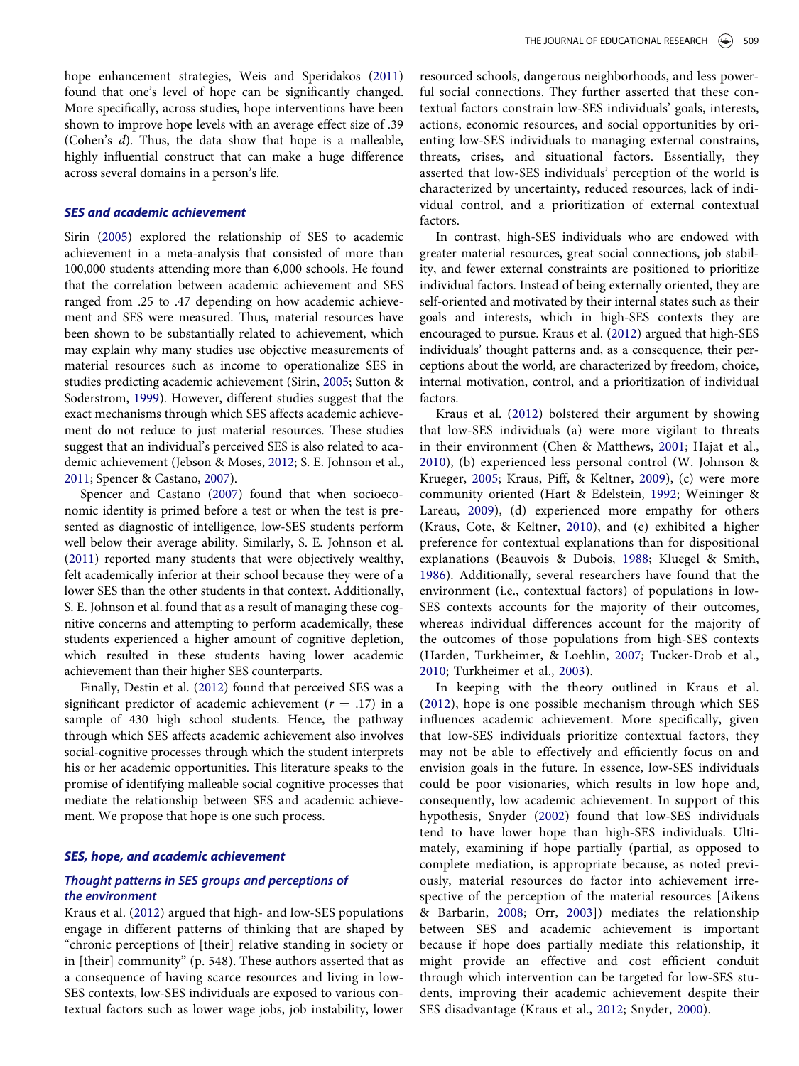hope enhancement strategies, Weis and Speridakos (2011) found that one's level of hope can be significantly changed. More specifically, across studies, hope interventions have been shown to improve hope levels with an average effect size of .39 (Cohen's *d*). Thus, the data show that hope is a malleable, highly influential construct that can make a huge difference across several domains in a person's life.

### *SES and academic achievement*

Sirin (2005) explored the relationship of SES to academic achievement in a meta-analysis that consisted of more than 100,000 students attending more than 6,000 schools. He found that the correlation between academic achievement and SES ranged from .25 to .47 depending on how academic achievement and SES were measured. Thus, material resources have been shown to be substantially related to achievement, which may explain why many studies use objective measurements of material resources such as income to operationalize SES in studies predicting academic achievement (Sirin, 2005; Sutton & Soderstrom, 1999). However, different studies suggest that the exact mechanisms through which SES affects academic achievement do not reduce to just material resources. These studies suggest that an individual's perceived SES is also related to academic achievement (Jebson & Moses, 2012; S. E. Johnson et al., 2011; Spencer & Castano, 2007).

Spencer and Castano (2007) found that when socioeconomic identity is primed before a test or when the test is presented as diagnostic of intelligence, low-SES students perform well below their average ability. Similarly, S. E. Johnson et al. (2011) reported many students that were objectively wealthy, felt academically inferior at their school because they were of a lower SES than the other students in that context. Additionally, S. E. Johnson et al. found that as a result of managing these cognitive concerns and attempting to perform academically, these students experienced a higher amount of cognitive depletion, which resulted in these students having lower academic achievement than their higher SES counterparts.

Finally, Destin et al. (2012) found that perceived SES was a significant predictor of academic achievement ($r = .17$) in a sample of 430 high school students. Hence, the pathway through which SES affects academic achievement also involves social-cognitive processes through which the student interprets his or her academic opportunities. This literature speaks to the promise of identifying malleable social cognitive processes that mediate the relationship between SES and academic achievement. We propose that hope is one such process.

### *SES, hope, and academic achievement*

#### *Thought patterns in SES groups and perceptions of the environment*

Kraus et al. (2012) argued that high- and low-SES populations engage in different patterns of thinking that are shaped by "chronic perceptions of [their] relative standing in society or in [their] community" (p. 548). These authors asserted that as a consequence of having scarce resources and living in low-SES contexts, low-SES individuals are exposed to various contextual factors such as lower wage jobs, job instability, lower resourced schools, dangerous neighborhoods, and less powerful social connections. They further asserted that these contextual factors constrain low-SES individuals' goals, interests, actions, economic resources, and social opportunities by orienting low-SES individuals to managing external constrains, threats, crises, and situational factors. Essentially, they asserted that low-SES individuals' perception of the world is characterized by uncertainty, reduced resources, lack of individual control, and a prioritization of external contextual factors.

In contrast, high-SES individuals who are endowed with greater material resources, great social connections, job stability, and fewer external constraints are positioned to prioritize individual factors. Instead of being externally oriented, they are self-oriented and motivated by their internal states such as their goals and interests, which in high-SES contexts they are encouraged to pursue. Kraus et al. (2012) argued that high-SES individuals' thought patterns and, as a consequence, their perceptions about the world, are characterized by freedom, choice, internal motivation, control, and a prioritization of individual factors.

Kraus et al. (2012) bolstered their argument by showing that low-SES individuals (a) were more vigilant to threats in their environment (Chen & Matthews, 2001; Hajat et al., 2010), (b) experienced less personal control (W. Johnson & Krueger, 2005; Kraus, Piff, & Keltner, 2009), (c) were more community oriented (Hart & Edelstein, 1992; Weininger & Lareau, 2009), (d) experienced more empathy for others (Kraus, Cote, & Keltner, 2010), and (e) exhibited a higher preference for contextual explanations than for dispositional explanations (Beauvois & Dubois, 1988; Kluegel & Smith, 1986). Additionally, several researchers have found that the environment (i.e., contextual factors) of populations in low-SES contexts accounts for the majority of their outcomes, whereas individual differences account for the majority of the outcomes of those populations from high-SES contexts (Harden, Turkheimer, & Loehlin, 2007; Tucker-Drob et al., 2010; Turkheimer et al., 2003).

In keeping with the theory outlined in Kraus et al. (2012), hope is one possible mechanism through which SES influences academic achievement. More specifically, given that low-SES individuals prioritize contextual factors, they may not be able to effectively and efficiently focus on and envision goals in the future. In essence, low-SES individuals could be poor visionaries, which results in low hope and, consequently, low academic achievement. In support of this hypothesis, Snyder (2002) found that low-SES individuals tend to have lower hope than high-SES individuals. Ultimately, examining if hope partially (partial, as opposed to complete mediation, is appropriate because, as noted previously, material resources do factor into achievement irrespective of the perception of the material resources [Aikens & Barbarin, 2008; Orr, 2003]) mediates the relationship between SES and academic achievement is important because if hope does partially mediate this relationship, it might provide an effective and cost efficient conduit through which intervention can be targeted for low-SES students, improving their academic achievement despite their SES disadvantage (Kraus et al., 2012; Snyder, 2000).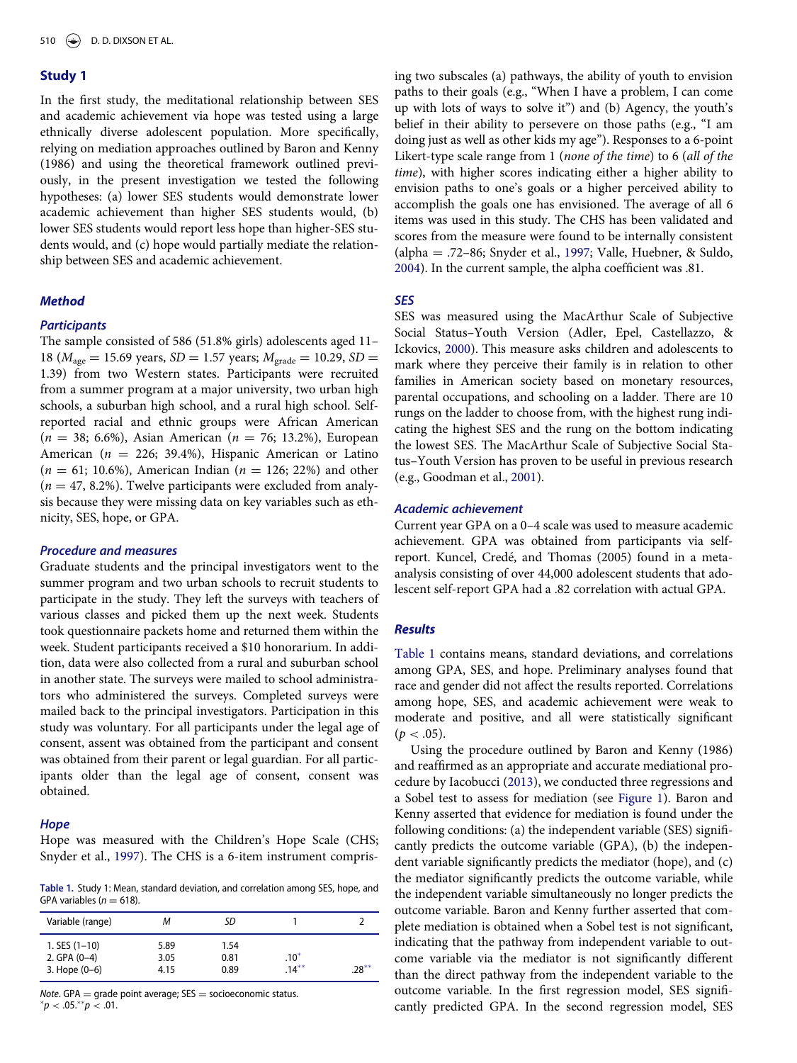## Study 1

In the first study, the meditational relationship between SES and academic achievement via hope was tested using a large ethnically diverse adolescent population. More specifically, relying on mediation approaches outlined by Baron and Kenny (1986) and using the theoretical framework outlined previously, in the present investigation we tested the following hypotheses: (a) lower SES students would demonstrate lower academic achievement than higher SES students would, (b) lower SES students would report less hope than higher-SES students would, and (c) hope would partially mediate the relationship between SES and academic achievement.

### Method

#### Participants

The sample consisted of 586 (51.8% girls) adolescents aged 11–18 ($M_{\text{age}} = 15.69$ years, $SD = 1.57$ years; $M_{\text{grade}} = 10.29$, $SD = 1.39$) from two Western states. Participants were recruited from a summer program at a major university, two urban high schools, a suburban high school, and a rural high school. Self-reported racial and ethnic groups were African American ($n = 38$; 6.6%), Asian American ($n = 76$; 13.2%), European American ($n = 226$; 39.4%), Hispanic American or Latino ($n = 61$; 10.6%), American Indian ($n = 126$; 22%) and other ($n = 47$, 8.2%). Twelve participants were excluded from analysis because they were missing data on key variables such as ethnicity, SES, hope, or GPA.

#### Procedure and measures

Graduate students and the principal investigators went to the summer program and two urban schools to recruit students to participate in the study. They left the surveys with teachers of various classes and picked them up the next week. Students took questionnaire packets home and returned them within the week. Student participants received a $10 honorarium. In addition, data were also collected from a rural and suburban school in another state. The surveys were mailed to school administrators who administered the surveys. Completed surveys were mailed back to the principal investigators. Participation in this study was voluntary. For all participants under the legal age of consent, assent was obtained from the participant and consent was obtained from their parent or legal guardian. For all participants older than the legal age of consent, consent was obtained.

#### Hope

Hope was measured with the Children's Hope Scale (CHS; Snyder et al., 1997). The CHS is a 6-item instrument comprising two subscales (a) pathways, the ability of youth to envision paths to their goals (e.g., "When I have a problem, I can come up with lots of ways to solve it") and (b) Agency, the youth's belief in their ability to persevere on those paths (e.g., "I am doing just as well as other kids my age"). Responses to a 6-point Likert-type scale range from 1 (*none of the time*) to 6 (*all of the time*), with higher scores indicating either a higher ability to envision paths to one's goals or a higher perceived ability to accomplish the goals one has envisioned. The average of all 6 items was used in this study. The CHS has been validated and scores from the measure were found to be internally consistent (alpha = .72–86; Snyder et al., 1997; Valle, Huebner, & Suldo, 2004). In the current sample, the alpha coefficient was .81.

#### SES

SES was measured using the MacArthur Scale of Subjective Social Status–Youth Version (Adler, Epel, Castellazzo, & Ickovics, 2000). This measure asks children and adolescents to mark where they perceive their family is in relation to other families in American society based on monetary resources, parental occupations, and schooling on a ladder. There are 10 rungs on the ladder to choose from, with the highest rung indicating the highest SES and the rung on the bottom indicating the lowest SES. The MacArthur Scale of Subjective Social Status–Youth Version has proven to be useful in previous research (e.g., Goodman et al., 2001).

#### Academic achievement

Current year GPA on a 0–4 scale was used to measure academic achievement. GPA was obtained from participants via self-report. Kuncel, Credé, and Thomas (2005) found in a meta-analysis consisting of over 44,000 adolescent students that adolescent self-report GPA had a .82 correlation with actual GPA.

### Results

Table 1 contains means, standard deviations, and correlations among GPA, SES, and hope. Preliminary analyses found that race and gender did not affect the results reported. Correlations among hope, SES, and academic achievement were weak to moderate and positive, and all were statistically significant ($p < .05$).

Using the procedure outlined by Baron and Kenny (1986) and reaffirmed as an appropriate and accurate mediational procedure by Iacobucci (2013), we conducted three regressions and a Sobel test to assess for mediation (see Figure 1). Baron and Kenny asserted that evidence for mediation is found under the following conditions: (a) the independent variable (SES) significantly predicts the outcome variable (GPA), (b) the independent variable significantly predicts the mediator (hope), and (c) the mediator significantly predicts the outcome variable, while the independent variable simultaneously no longer predicts the outcome variable. Baron and Kenny further asserted that complete mediation is obtained when a Sobel test is not significant, indicating that the pathway from independent variable to outcome variable via the mediator is not significantly different than the direct pathway from the independent variable to the outcome variable. In the first regression model, SES significantly predicted GPA. In the second regression model, SES

**Table 1.** Study 1: Mean, standard deviation, and correlation among SES, hope, and GPA variables ($n = 618$).

| Variable (range) | $M$ | $SD$ | 1 | 2 |
|---|---|---|---|---|
| 1. SES (1–10) | 5.89 | 1.54 | | |
| 2. GPA (0–4) | 3.05 | 0.81 | .10* | |
| 3. Hope (0–6) | 4.15 | 0.89 | .14** | .28** |

*Note.* GPA = grade point average; SES = socioeconomic status.
*$p < .05$. **$p < .01$.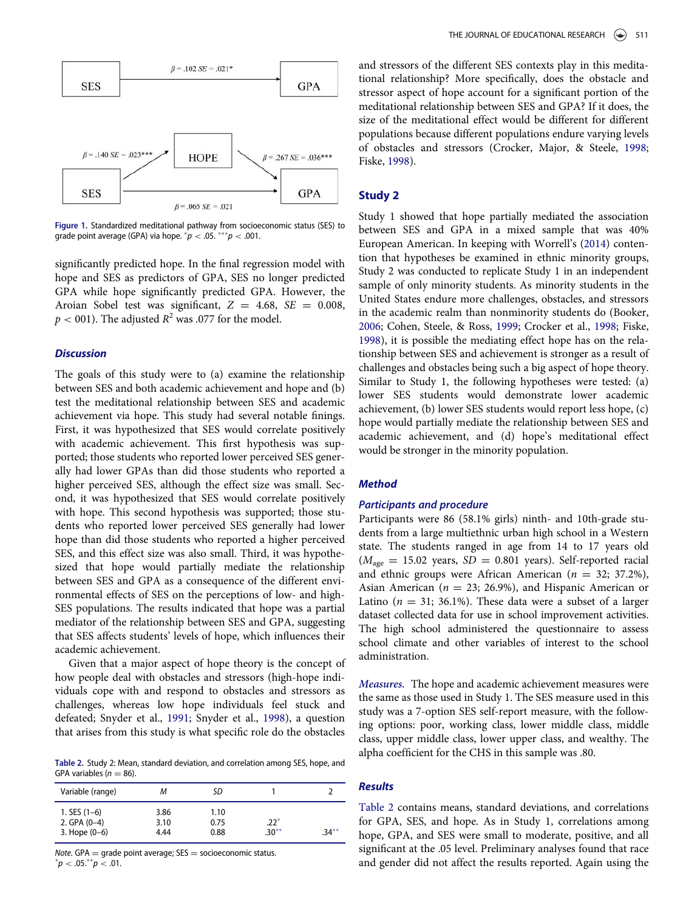β = .102 SE = .021*

SES

GPA

β = .140 SE = .023***

HOPE

β = .267 SE = .036***

SES

GPA

β = .065 SE = .021

**Figure 1.** Standardized meditational pathway from socioeconomic status (SES) to grade point average (GPA) via hope. $^{*}p < .05$. $^{***}p < .001$.

significantly predicted hope. In the final regression model with hope and SES as predictors of GPA, SES no longer predicted GPA while hope significantly predicted GPA. However, the Aroian Sobel test was significant, $Z = 4.68$, $SE = 0.008$, $p < 001$). The adjusted $R^2$ was .077 for the model.

### *Discussion*

The goals of this study were to (a) examine the relationship between SES and both academic achievement and hope and (b) test the meditational relationship between SES and academic achievement via hope. This study had several notable finings. First, it was hypothesized that SES would correlate positively with academic achievement. This first hypothesis was supported; those students who reported lower perceived SES generally had lower GPAs than did those students who reported a higher perceived SES, although the effect size was small. Second, it was hypothesized that SES would correlate positively with hope. This second hypothesis was supported; those students who reported lower perceived SES generally had lower hope than did those students who reported a higher perceived SES, and this effect size was also small. Third, it was hypothesized that hope would partially mediate the relationship between SES and GPA as a consequence of the different environmental effects of SES on the perceptions of low- and high-SES populations. The results indicated that hope was a partial mediator of the relationship between SES and GPA, suggesting that SES affects students' levels of hope, which influences their academic achievement.

Given that a major aspect of hope theory is the concept of how people deal with obstacles and stressors (high-hope individuals cope with and respond to obstacles and stressors as challenges, whereas low hope individuals feel stuck and defeated; Snyder et al., 1991; Snyder et al., 1998), a question that arises from this study is what specific role do the obstacles and stressors of the different SES contexts play in this meditational relationship? More specifically, does the obstacle and stressor aspect of hope account for a significant portion of the meditational relationship between SES and GPA? If it does, the size of the meditational effect would be different for different populations because different populations endure varying levels of obstacles and stressors (Crocker, Major, & Steele, 1998; Fiske, 1998).

## Study 2

Study 1 showed that hope partially mediated the association between SES and GPA in a mixed sample that was 40% European American. In keeping with Worrell's (2014) contention that hypotheses be examined in ethnic minority groups, Study 2 was conducted to replicate Study 1 in an independent sample of only minority students. As minority students in the United States endure more challenges, obstacles, and stressors in the academic realm than nonminority students do (Booker, 2006; Cohen, Steele, & Ross, 1999; Crocker et al., 1998; Fiske, 1998), it is possible the mediating effect hope has on the relationship between SES and achievement is stronger as a result of challenges and obstacles being such a big aspect of hope theory. Similar to Study 1, the following hypotheses were tested: (a) lower SES students would demonstrate lower academic achievement, (b) lower SES students would report less hope, (c) hope would partially mediate the relationship between SES and academic achievement, and (d) hope's meditational effect would be stronger in the minority population.

### *Method*

#### *Participants and procedure*

Participants were 86 (58.1% girls) ninth- and 10th-grade students from a large multiethnic urban high school in a Western state. The students ranged in age from 14 to 17 years old ($M_{\text{age}} = 15.02$ years, $SD = 0.801$ years). Self-reported racial and ethnic groups were African American ($n = 32$; 37.2%), Asian American ($n = 23$; 26.9%), and Hispanic American or Latino ($n = 31$; 36.1%). These data were a subset of a larger dataset collected data for use in school improvement activities. The high school administered the questionnaire to assess school climate and other variables of interest to the school administration.

*Measures.* The hope and academic achievement measures were the same as those used in Study 1. The SES measure used in this study was a 7-option SES self-report measure, with the following options: poor, working class, lower middle class, middle class, upper middle class, lower upper class, and wealthy. The alpha coefficient for the CHS in this sample was .80.

### *Results*

Table 2 contains means, standard deviations, and correlations for GPA, SES, and hope. As in Study 1, correlations among hope, GPA, and SES were small to moderate, positive, and all significant at the .05 level. Preliminary analyses found that race and gender did not affect the results reported. Again using the

**Table 2.** Study 2: Mean, standard deviation, and correlation among SES, hope, and GPA variables ($n = 86$).

| Variable (range) | *M* | *SD* | 1 | 2 |
|---|---|---|---|---|
| 1. SES (1–6) | 3.86 | 1.10 | | |
| 2. GPA (0–4) | 3.10 | 0.75 | .22* | |
| 3. Hope (0–6) | 4.44 | 0.88 | .30** | .34** |

*Note.* GPA = grade point average; SES = socioeconomic status.
$^{*}p < .05$. $^{**}p < .01$.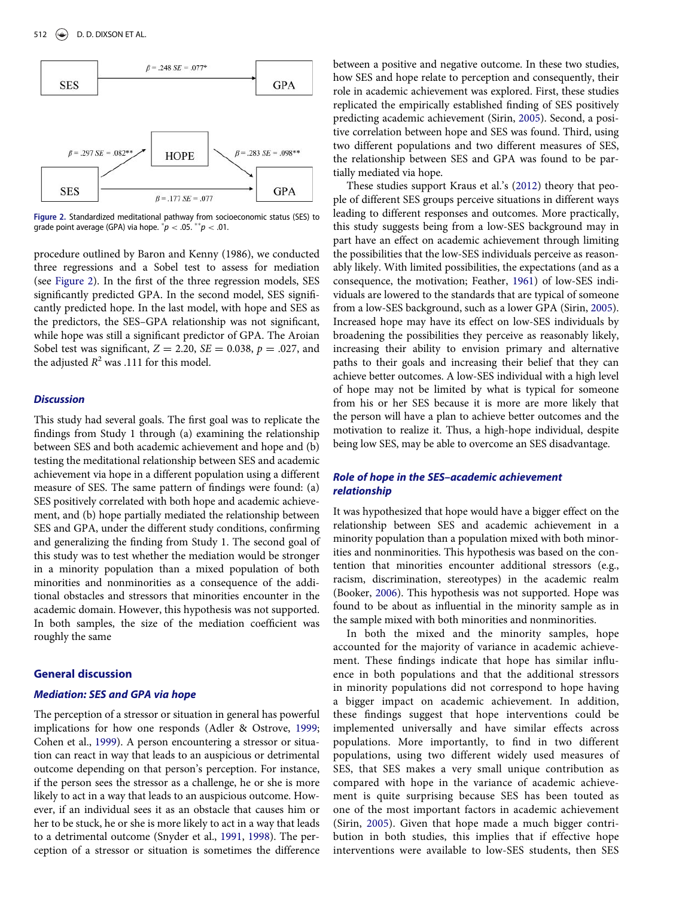SES

GPA

β = .248 SE = .077*

HOPE

SES

GPA

β = .297 SE = .082**

β = .283 SE = .098**

β = .177 SE = .077

**Figure 2.** Standardized meditational pathway from socioeconomic status (SES) to grade point average (GPA) via hope. $^{*}p < .05$. $^{**}p < .01$.

procedure outlined by Baron and Kenny (1986), we conducted three regressions and a Sobel test to assess for mediation (see Figure 2). In the first of the three regression models, SES significantly predicted GPA. In the second model, SES significantly predicted hope. In the last model, with hope and SES as the predictors, the SES–GPA relationship was not significant, while hope was still a significant predictor of GPA. The Aroian Sobel test was significant, $Z = 2.20$, $SE = 0.038$, $p = .027$, and the adjusted $R^2$ was .111 for this model.

### *Discussion*

This study had several goals. The first goal was to replicate the findings from Study 1 through (a) examining the relationship between SES and both academic achievement and hope and (b) testing the meditational relationship between SES and academic achievement via hope in a different population using a different measure of SES. The same pattern of findings were found: (a) SES positively correlated with both hope and academic achievement, and (b) hope partially mediated the relationship between SES and GPA, under the different study conditions, confirming and generalizing the finding from Study 1. The second goal of this study was to test whether the mediation would be stronger in a minority population than a mixed population of both minorities and nonminorities as a consequence of the additional obstacles and stressors that minorities encounter in the academic domain. However, this hypothesis was not supported. In both samples, the size of the mediation coefficient was roughly the same

## General discussion

### *Mediation: SES and GPA via hope*

The perception of a stressor or situation in general has powerful implications for how one responds (Adler & Ostrove, 1999; Cohen et al., 1999). A person encountering a stressor or situation can react in way that leads to an auspicious or detrimental outcome depending on that person's perception. For instance, if the person sees the stressor as a challenge, he or she is more likely to act in a way that leads to an auspicious outcome. However, if an individual sees it as an obstacle that causes him or her to be stuck, he or she is more likely to act in a way that leads to a detrimental outcome (Snyder et al., 1991, 1998). The perception of a stressor or situation is sometimes the difference between a positive and negative outcome. In these two studies, how SES and hope relate to perception and consequently, their role in academic achievement was explored. First, these studies replicated the empirically established finding of SES positively predicting academic achievement (Sirin, 2005). Second, a positive correlation between hope and SES was found. Third, using two different populations and two different measures of SES, the relationship between SES and GPA was found to be partially mediated via hope.

These studies support Kraus et al.'s (2012) theory that people of different SES groups perceive situations in different ways leading to different responses and outcomes. More practically, this study suggests being from a low-SES background may in part have an effect on academic achievement through limiting the possibilities that the low-SES individuals perceive as reasonably likely. With limited possibilities, the expectations (and as a consequence, the motivation; Feather, 1961) of low-SES individuals are lowered to the standards that are typical of someone from a low-SES background, such as a lower GPA (Sirin, 2005). Increased hope may have its effect on low-SES individuals by broadening the possibilities they perceive as reasonably likely, increasing their ability to envision primary and alternative paths to their goals and increasing their belief that they can achieve better outcomes. A low-SES individual with a high level of hope may not be limited by what is typical for someone from his or her SES because it is more are more likely that the person will have a plan to achieve better outcomes and the motivation to realize it. Thus, a high-hope individual, despite being low SES, may be able to overcome an SES disadvantage.

### *Role of hope in the SES–academic achievement relationship*

It was hypothesized that hope would have a bigger effect on the relationship between SES and academic achievement in a minority population than a population mixed with both minorities and nonminorities. This hypothesis was based on the contention that minorities encounter additional stressors (e.g., racism, discrimination, stereotypes) in the academic realm (Booker, 2006). This hypothesis was not supported. Hope was found to be about as influential in the minority sample as in the sample mixed with both minorities and nonminorities.

In both the mixed and the minority samples, hope accounted for the majority of variance in academic achievement. These findings indicate that hope has similar influence in both populations and that the additional stressors in minority populations did not correspond to hope having a bigger impact on academic achievement. In addition, these findings suggest that hope interventions could be implemented universally and have similar effects across populations. More importantly, to find in two different populations, using two different widely used measures of SES, that SES makes a very small unique contribution as compared with hope in the variance of academic achievement is quite surprising because SES has been touted as one of the most important factors in academic achievement (Sirin, 2005). Given that hope made a much bigger contribution in both studies, this implies that if effective hope interventions were available to low-SES students, then SES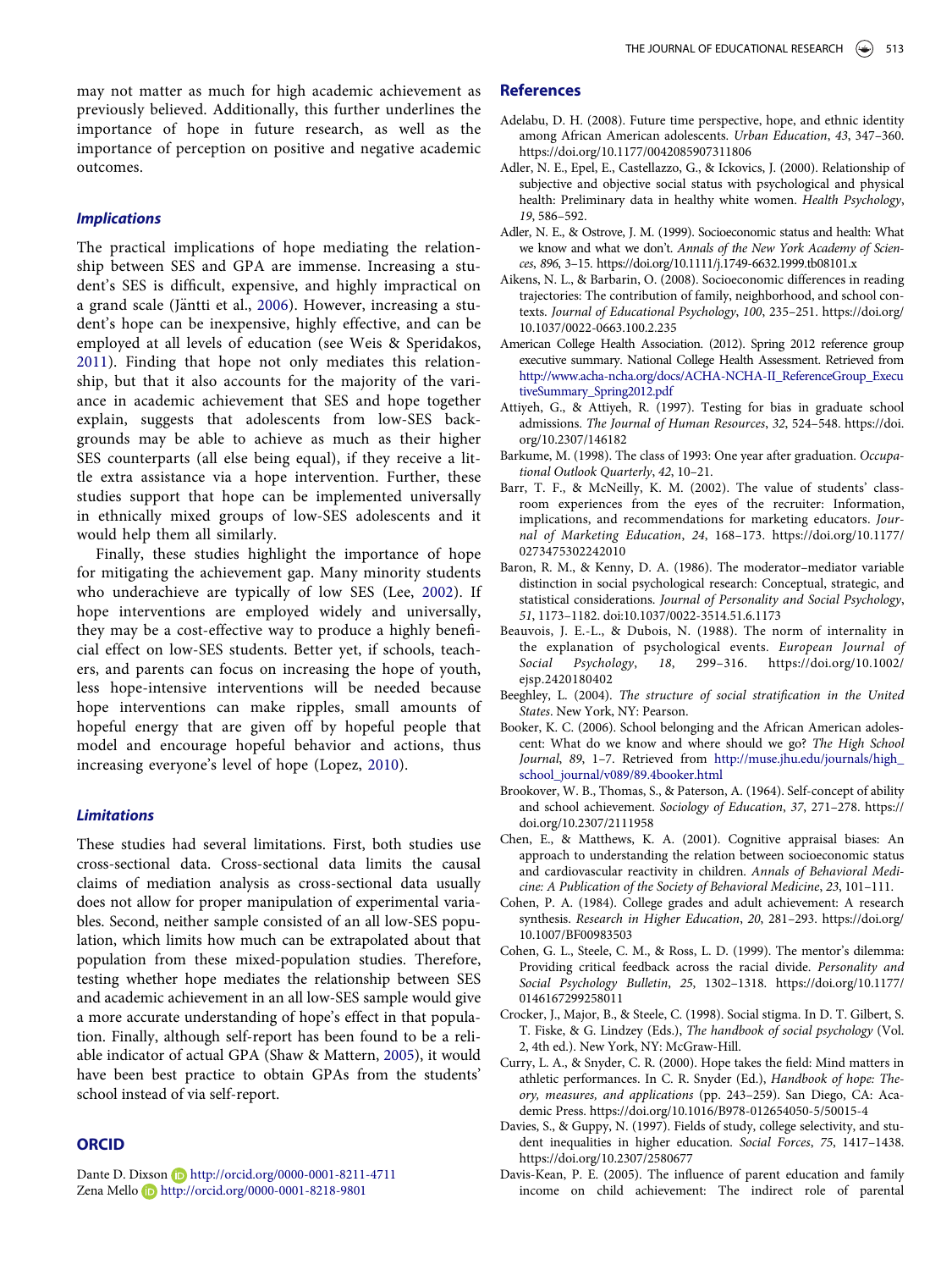may not matter as much for high academic achievement as previously believed. Additionally, this further underlines the importance of hope in future research, as well as the importance of perception on positive and negative academic outcomes.

### *Implications*

The practical implications of hope mediating the relationship between SES and GPA are immense. Increasing a student's SES is difficult, expensive, and highly impractical on a grand scale (Jäntti et al., 2006). However, increasing a student's hope can be inexpensive, highly effective, and can be employed at all levels of education (see Weis & Speridakos, 2011). Finding that hope not only mediates this relationship, but that it also accounts for the majority of the variance in academic achievement that SES and hope together explain, suggests that adolescents from low-SES backgrounds may be able to achieve as much as their higher SES counterparts (all else being equal), if they receive a little extra assistance via a hope intervention. Further, these studies support that hope can be implemented universally in ethnically mixed groups of low-SES adolescents and it would help them all similarly.

Finally, these studies highlight the importance of hope for mitigating the achievement gap. Many minority students who underachieve are typically of low SES (Lee, 2002). If hope interventions are employed widely and universally, they may be a cost-effective way to produce a highly beneficial effect on low-SES students. Better yet, if schools, teachers, and parents can focus on increasing the hope of youth, less hope-intensive interventions will be needed because hope interventions can make ripples, small amounts of hopeful energy that are given off by hopeful people that model and encourage hopeful behavior and actions, thus increasing everyone's level of hope (Lopez, 2010).

### *Limitations*

These studies had several limitations. First, both studies use cross-sectional data. Cross-sectional data limits the causal claims of mediation analysis as cross-sectional data usually does not allow for proper manipulation of experimental variables. Second, neither sample consisted of an all low-SES population, which limits how much can be extrapolated about that population from these mixed-population studies. Therefore, testing whether hope mediates the relationship between SES and academic achievement in an all low-SES sample would give a more accurate understanding of hope's effect in that population. Finally, although self-report has been found to be a reliable indicator of actual GPA (Shaw & Mattern, 2005), it would have been best practice to obtain GPAs from the students' school instead of via self-report.

## ORCID

Dante D. Dixon http://orcid.org/0000-0001-8211-4711
Zena Mello http://orcid.org/0000-0001-8218-9801

## References

Adelabu, D. H. (2008). Future time perspective, hope, and ethnic identity among African American adolescents. *Urban Education*, *43*, 347–360. https://doi.org/10.1177/0042085907311806

Adler, N. E., Epel, E., Castellazzo, G., & Ickovics, J. (2000). Relationship of subjective and objective social status with psychological and physical health: Preliminary data in healthy white women. *Health Psychology*, *19*, 586–592.

Adler, N. E., & Ostrove, J. M. (1999). Socioeconomic status and health: What we know and what we don't. *Annals of the New York Academy of Sciences*, *896*, 3–15. https://doi.org/10.1111/j.1749-6632.1999.tb08101.x

Aikens, N. L., & Barbarin, O. (2008). Socioeconomic differences in reading trajectories: The contribution of family, neighborhood, and school contexts. *Journal of Educational Psychology*, *100*, 235–251. https://doi.org/10.1037/0022-0663.100.2.235

American College Health Association. (2012). Spring 2012 reference group executive summary. National College Health Assessment. Retrieved from http://www.acha-ncha.org/docs/ACHA-NCHA-II_ReferenceGroup_ExecutiveSummary_Spring2012.pdf

Attiyeh, G., & Attiyeh, R. (1997). Testing for bias in graduate school admissions. *The Journal of Human Resources*, *32*, 524–548. https://doi.org/10.2307/146182

Barkume, M. (1998). The class of 1993: One year after graduation. *Occupational Outlook Quarterly*, *42*, 10–21.

Barr, T. F., & McNeilly, K. M. (2002). The value of students' classroom experiences from the eyes of the recruiter: Information, implications, and recommendations for marketing educators. *Journal of Marketing Education*, *24*, 168–173. https://doi.org/10.1177/0273475302242010

Baron, R. M., & Kenny, D. A. (1986). The moderator–mediator variable distinction in social psychological research: Conceptual, strategic, and statistical considerations. *Journal of Personality and Social Psychology*, *51*, 1173–1182. doi:10.1037/0022-3514.51.6.1173

Beauvois, J. E.-L., & Dubois, N. (1988). The norm of internality in the explanation of psychological events. *European Journal of Social Psychology*, *18*, 299–316. https://doi.org/10.1002/ejsp.2420180402

Beeghley, L. (2004). *The structure of social stratification in the United States*. New York, NY: Pearson.

Booker, K. C. (2006). School belonging and the African American adolescent: What do we know and where should we go? *The High School Journal*, *89*, 1–7. Retrieved from http://muse.jhu.edu/journals/high_school_journal/v089/89.4booker.html

Brookover, W. B., Thomas, S., & Paterson, A. (1964). Self-concept of ability and school achievement. *Sociology of Education*, *37*, 271–278. https://doi.org/10.2307/2111958

Chen, E., & Matthews, K. A. (2001). Cognitive appraisal biases: An approach to understanding the relation between socioeconomic status and cardiovascular reactivity in children. *Annals of Behavioral Medicine: A Publication of the Society of Behavioral Medicine*, *23*, 101–111.

Cohen, P. A. (1984). College grades and adult achievement: A research synthesis. *Research in Higher Education*, *20*, 281–293. https://doi.org/10.1007/BF00983503

Cohen, G. L., Steele, C. M., & Ross, L. D. (1999). The mentor's dilemma: Providing critical feedback across the racial divide. *Personality and Social Psychology Bulletin*, *25*, 1302–1318. https://doi.org/10.1177/0146167299258011

Crocker, J., Major, B., & Steele, C. (1998). Social stigma. In D. T. Gilbert, S. T. Fiske, & G. Lindzey (Eds.), *The handbook of social psychology* (Vol. 2, 4th ed.). New York, NY: McGraw-Hill.

Curry, L. A., & Snyder, C. R. (2000). Hope takes the field: Mind matters in athletic performances. In C. R. Snyder (Ed.), *Handbook of hope: Theory, measures, and applications* (pp. 243–259). San Diego, CA: Academic Press. https://doi.org/10.1016/B978-012654050-5/50015-4

Davies, S., & Guppy, N. (1997). Fields of study, college selectivity, and student inequalities in higher education. *Social Forces*, *75*, 1417–1438. https://doi.org/10.2307/2580677

Davis-Kean, P. E. (2005). The influence of parent education and family income on child achievement: The indirect role of parental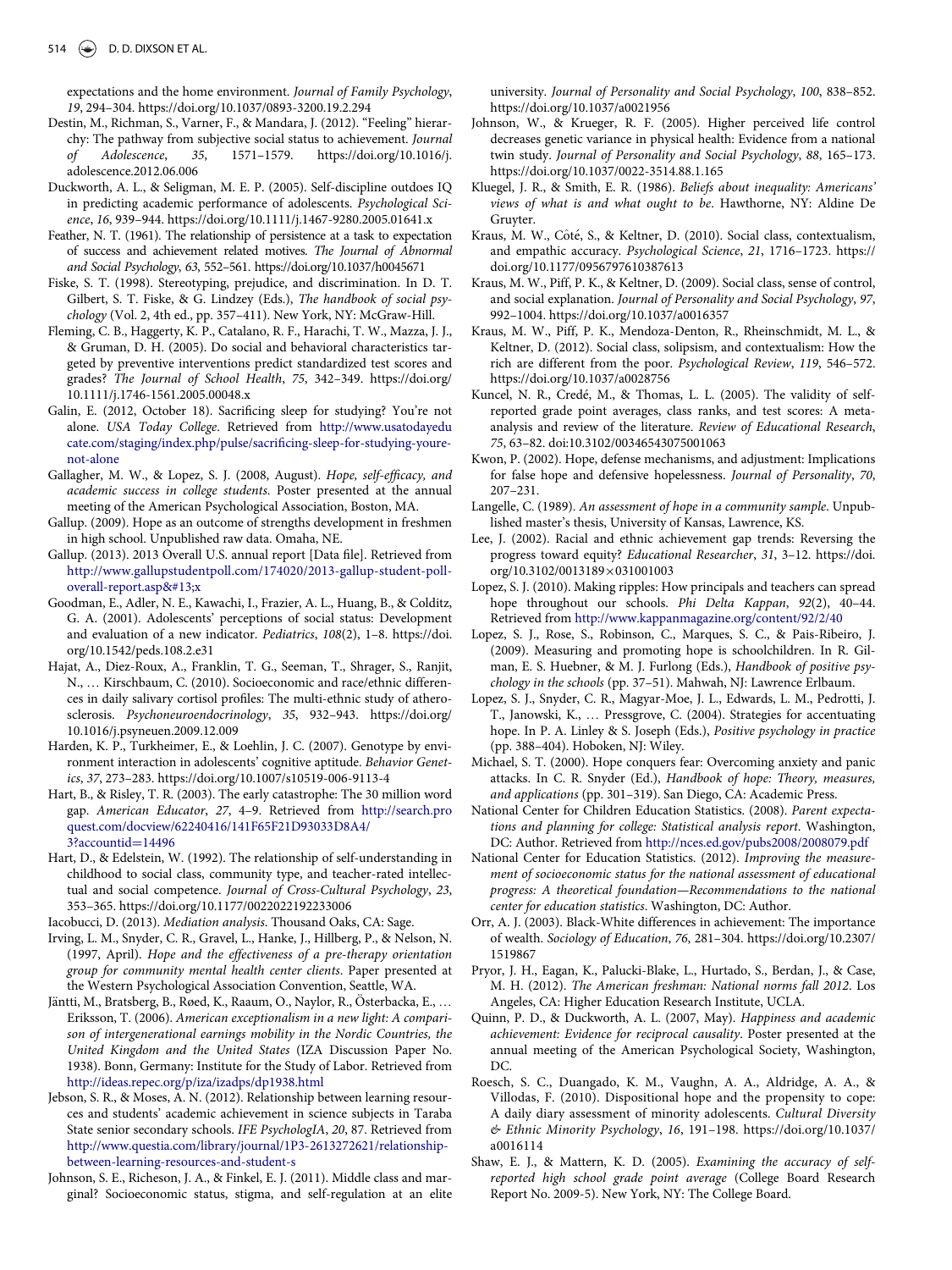expectations and the home environment. *Journal of Family Psychology*, *19*, 294–304. https://doi.org/10.1037/0893-3200.19.2.294

Destin, M., Richman, S., Varner, F., & Mandara, J. (2012). "Feeling" hierarchy: The pathway from subjective social status to achievement. *Journal of Adolescence*, *35*, 1571–1579. https://doi.org/10.1016/j.adolescence.2012.06.006

Duckworth, A. L., & Seligman, M. E. P. (2005). Self-discipline outdoes IQ in predicting academic performance of adolescents. *Psychological Science*, *16*, 939–944. https://doi.org/10.1111/j.1467-9280.2005.01641.x

Feather, N. T. (1961). The relationship of persistence at a task to expectation of success and achievement related motives. *The Journal of Abnormal and Social Psychology*, *63*, 552–561. https://doi.org/10.1037/h0045671

Fiske, S. T. (1998). Stereotyping, prejudice, and discrimination. In D. T. Gilbert, S. T. Fiske, & G. Lindzey (Eds.), *The handbook of social psychology* (Vol. 2, 4th ed., pp. 357–411). New York, NY: McGraw-Hill.

Fleming, C. B., Haggerty, K. P., Catalano, R. F., Harachi, T. W., Mazza, J. J., & Gruman, D. H. (2005). Do social and behavioral characteristics targeted by preventive interventions predict standardized test scores and grades? *The Journal of School Health*, *75*, 342–349. https://doi.org/10.1111/j.1746-1561.2005.00048.x

Galin, E. (2012, October 18). Sacrificing sleep for studying? You're not alone. *USA Today College*. Retrieved from http://www.usatodayeducate.com/staging/index.php/pulse/sacrificing-sleep-for-studying-youre-not-alone

Gallagher, M. W., & Lopez, S. J. (2008, August). *Hope, self-efficacy, and academic success in college students*. Poster presented at the annual meeting of the American Psychological Association, Boston, MA.

Gallup. (2009). Hope as an outcome of strengths development in freshmen in high school. Unpublished raw data. Omaha, NE.

Gallup. (2013). 2013 Overall U.S. annual report [Data file]. Retrieved from http://www.gallupstudentpoll.com/174020/2013-gallup-student-poll-overall-report.asp&#13;x

Goodman, E., Adler, N. E., Kawachi, I., Frazier, A. L., Huang, B., & Colditz, G. A. (2001). Adolescents' perceptions of social status: Development and evaluation of a new indicator. *Pediatrics*, *108*(2), 1–8. https://doi.org/10.1542/peds.108.2.e31

Hajat, A., Diez-Roux, A., Franklin, T. G., Seeman, T., Shrager, S., Ranjit, N., … Kirschbaum, C. (2010). Socioeconomic and race/ethnic differences in daily salivary cortisol profiles: The multi-ethnic study of atherosclerosis. *Psychoneuroendocrinology*, *35*, 932–943. https://doi.org/10.1016/j.psyneuen.2009.12.009

Harden, K. P., Turkheimer, E., & Loehlin, J. C. (2007). Genotype by environment interaction in adolescents' cognitive aptitude. *Behavior Genetics*, *37*, 273–283. https://doi.org/10.1007/s10519-006-9113-4

Hart, B., & Risley, T. R. (2003). The early catastrophe: The 30 million word gap. *American Educator*, *27*, 4–9. Retrieved from http://search.proquest.com/docview/62240416/141F65F21D93033D8A4/3?accountid=14496

Hart, D., & Edelstein, W. (1992). The relationship of self-understanding in childhood to social class, community type, and teacher-rated intellectual and social competence. *Journal of Cross-Cultural Psychology*, *23*, 353–365. https://doi.org/10.1177/0022022192233006

Iacobucci, D. (2013). *Mediation analysis*. Thousand Oaks, CA: Sage.

Irving, L. M., Snyder, C. R., Gravel, L., Hanke, J., Hillberg, P., & Nelson, N. (1997, April). *Hope and the effectiveness of a pre-therapy orientation group for community mental health center clients*. Paper presented at the Western Psychological Association Convention, Seattle, WA.

Jäntti, M., Bratsberg, B., Røed, K., Raaum, O., Naylor, R., Österbacka, E., … Eriksson, T. (2006). *American exceptionalism in a new light: A comparison of intergenerational earnings mobility in the Nordic Countries, the United Kingdom and the United States* (IZA Discussion Paper No. 1938). Bonn, Germany: Institute for the Study of Labor. Retrieved from http://ideas.repec.org/p/iza/izadps/dp1938.html

Jebson, S. R., & Moses, A. N. (2012). Relationship between learning resources and students' academic achievement in science subjects in Taraba State senior secondary schools. *IFE PsychologIA*, *20*, 87. Retrieved from http://www.questia.com/library/journal/1P3-2613272621/relationship-between-learning-resources-and-student-s

Johnson, S. E., Richeson, J. A., & Finkel, E. J. (2011). Middle class and marginal? Socioeconomic status, stigma, and self-regulation at an elite university. *Journal of Personality and Social Psychology*, *100*, 838–852. https://doi.org/10.1037/a0021956

Johnson, W., & Krueger, R. F. (2005). Higher perceived life control decreases genetic variance in physical health: Evidence from a national twin study. *Journal of Personality and Social Psychology*, *88*, 165–173. https://doi.org/10.1037/0022-3514.88.1.165

Kluegel, J. R., & Smith, E. R. (1986). *Beliefs about inequality: Americans' views of what is and what ought to be*. Hawthorne, NY: Aldine De Gruyter.

Kraus, M. W., Côté, S., & Keltner, D. (2010). Social class, contextualism, and empathic accuracy. *Psychological Science*, *21*, 1716–1723. https://doi.org/10.1177/0956797610387613

Kraus, M. W., Piff, P. K., & Keltner, D. (2009). Social class, sense of control, and social explanation. *Journal of Personality and Social Psychology*, *97*, 992–1004. https://doi.org/10.1037/a0016357

Kraus, M. W., Piff, P. K., Mendoza-Denton, R., Rheinschmidt, M. L., & Keltner, D. (2012). Social class, solipsism, and contextualism: How the rich are different from the poor. *Psychological Review*, *119*, 546–572. https://doi.org/10.1037/a0028756

Kuncel, N. R., Credé, M., & Thomas, L. L. (2005). The validity of self-reported grade point averages, class ranks, and test scores: A meta-analysis and review of the literature. *Review of Educational Research*, *75*, 63–82. doi:10.3102/00346543075001063

Kwon, P. (2002). Hope, defense mechanisms, and adjustment: Implications for false hope and defensive hopelessness. *Journal of Personality*, *70*, 207–231.

Langelle, C. (1989). *An assessment of hope in a community sample*. Unpublished master's thesis, University of Kansas, Lawrence, KS.

Lee, J. (2002). Racial and ethnic achievement gap trends: Reversing the progress toward equity? *Educational Researcher*, *31*, 3–12. https://doi.org/10.3102/0013189×031001003

Lopez, S. J. (2010). Making ripples: How principals and teachers can spread hope throughout our schools. *Phi Delta Kappan*, *92*(2), 40–44. Retrieved from http://www.kappanmagazine.org/content/92/2/40

Lopez, S. J., Rose, S., Robinson, C., Marques, S. C., & Pais-Ribeiro, J. (2009). Measuring and promoting hope is schoolchildren. In R. Gilman, E. S. Huebner, & M. J. Furlong (Eds.), *Handbook of positive psychology in the schools* (pp. 37–51). Mahwah, NJ: Lawrence Erlbaum.

Lopez, S. J., Snyder, C. R., Magyar-Moe, J. L., Edwards, L. M., Pedrotti, J. T., Janowski, K., … Pressgrove, C. (2004). Strategies for accentuating hope. In P. A. Linley & S. Joseph (Eds.), *Positive psychology in practice* (pp. 388–404). Hoboken, NJ: Wiley.

Michael, S. T. (2000). Hope conquers fear: Overcoming anxiety and panic attacks. In C. R. Snyder (Ed.), *Handbook of hope: Theory, measures, and applications* (pp. 301–319). San Diego, CA: Academic Press.

National Center for Children Education Statistics. (2008). *Parent expectations and planning for college: Statistical analysis report*. Washington, DC: Author. Retrieved from http://nces.ed.gov/pubs2008/2008079.pdf

National Center for Education Statistics. (2012). *Improving the measurement of socioeconomic status for the national assessment of educational progress: A theoretical foundation—Recommendations to the national center for education statistics*. Washington, DC: Author.

Orr, A. J. (2003). Black-White differences in achievement: The importance of wealth. *Sociology of Education*, *76*, 281–304. https://doi.org/10.2307/1519867

Pryor, J. H., Eagan, K., Palucki-Blake, L., Hurtado, S., Berdan, J., & Case, M. H. (2012). *The American freshman: National norms fall 2012*. Los Angeles, CA: Higher Education Research Institute, UCLA.

Quinn, P. D., & Duckworth, A. L. (2007, May). *Happiness and academic achievement: Evidence for reciprocal causality*. Poster presented at the annual meeting of the American Psychological Society, Washington, DC.

Roesch, S. C., Duangado, K. M., Vaughn, A. A., Aldridge, A. A., & Villodas, F. (2010). Dispositional hope and the propensity to cope: A daily diary assessment of minority adolescents. *Cultural Diversity & Ethnic Minority Psychology*, *16*, 191–198. https://doi.org/10.1037/a0016114

Shaw, E. J., & Mattern, K. D. (2005). *Examining the accuracy of self-reported high school grade point average* (College Board Research Report No. 2009-5). New York, NY: The College Board.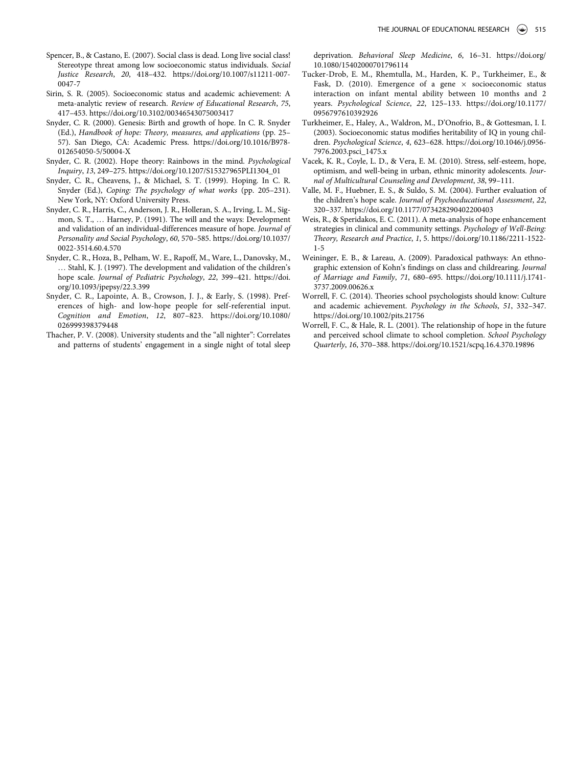Spencer, B., & Castano, E. (2007). Social class is dead. Long live social class! Stereotype threat among low socioeconomic status individuals. *Social Justice Research*, *20*, 418–432. https://doi.org/10.1007/s11211-007-0047-7

Sirin, S. R. (2005). Socioeconomic status and academic achievement: A meta-analytic review of research. *Review of Educational Research*, *75*, 417–453. https://doi.org/10.3102/00346543075003417

Snyder, C. R. (2000). Genesis: Birth and growth of hope. In C. R. Snyder (Ed.), *Handbook of hope: Theory, measures, and applications* (pp. 25–57). San Diego, CA: Academic Press. https://doi.org/10.1016/B978-012654050-5/50004-X

Snyder, C. R. (2002). Hope theory: Rainbows in the mind. *Psychological Inquiry*, *13*, 249–275. https://doi.org/10.1207/S15327965PLI1304_01

Snyder, C. R., Cheavens, J., & Michael, S. T. (1999). Hoping. In C. R. Snyder (Ed.), *Coping: The psychology of what works* (pp. 205–231). New York, NY: Oxford University Press.

Snyder, C. R., Harris, C., Anderson, J. R., Holleran, S. A., Irving, L. M., Sigmon, S. T., … Harney, P. (1991). The will and the ways: Development and validation of an individual-differences measure of hope. *Journal of Personality and Social Psychology*, *60*, 570–585. https://doi.org/10.1037/0022-3514.60.4.570

Snyder, C. R., Hoza, B., Pelham, W. E., Rapoff, M., Ware, L., Danovsky, M., … Stahl, K. J. (1997). The development and validation of the children's hope scale. *Journal of Pediatric Psychology*, *22*, 399–421. https://doi.org/10.1093/jpepsy/22.3.399

Snyder, C. R., Lapointe, A. B., Crowson, J. J., & Early, S. (1998). Preferences of high- and low-hope people for self-referential input. *Cognition and Emotion*, *12*, 807–823. https://doi.org/10.1080/026999398379448

Thacher, P. V. (2008). University students and the "all nighter": Correlates and patterns of students' engagement in a single night of total sleep deprivation. *Behavioral Sleep Medicine*, *6*, 16–31. https://doi.org/10.1080/15402000701796114

Tucker-Drob, E. M., Rhemtulla, M., Harden, K. P., Turkheimer, E., & Fask, D. (2010). Emergence of a gene × socioeconomic status interaction on infant mental ability between 10 months and 2 years. *Psychological Science*, *22*, 125–133. https://doi.org/10.1177/0956797610392926

Turkheimer, E., Haley, A., Waldron, M., D'Onofrio, B., & Gottesman, I. I. (2003). Socioeconomic status modifies heritability of IQ in young children. *Psychological Science*, *4*, 623–628. https://doi.org/10.1046/j.0956-7976.2003.psci_1475.x

Vacek, K. R., Coyle, L. D., & Vera, E. M. (2010). Stress, self-esteem, hope, optimism, and well-being in urban, ethnic minority adolescents. *Journal of Multicultural Counseling and Development*, *38*, 99–111.

Valle, M. F., Huebner, E. S., & Suldo, S. M. (2004). Further evaluation of the children's hope scale. *Journal of Psychoeducational Assessment*, *22*, 320–337. https://doi.org/10.1177/073428290402200403

Weis, R., & Speridakos, E. C. (2011). A meta-analysis of hope enhancement strategies in clinical and community settings. *Psychology of Well-Being: Theory, Research and Practice*, *1*, 5. https://doi.org/10.1186/2211-1522-1-5

Weininger, E. B., & Lareau, A. (2009). Paradoxical pathways: An ethnographic extension of Kohn's findings on class and childrearing. *Journal of Marriage and Family*, *71*, 680–695. https://doi.org/10.1111/j.1741-3737.2009.00626.x

Worrell, F. C. (2014). Theories school psychologists should know: Culture and academic achievement. *Psychology in the Schools*, *51*, 332–347. https://doi.org/10.1002/pits.21756

Worrell, F. C., & Hale, R. L. (2001). The relationship of hope in the future and perceived school climate to school completion. *School Psychology Quarterly*, *16*, 370–388. https://doi.org/10.1521/scpq.16.4.370.19896